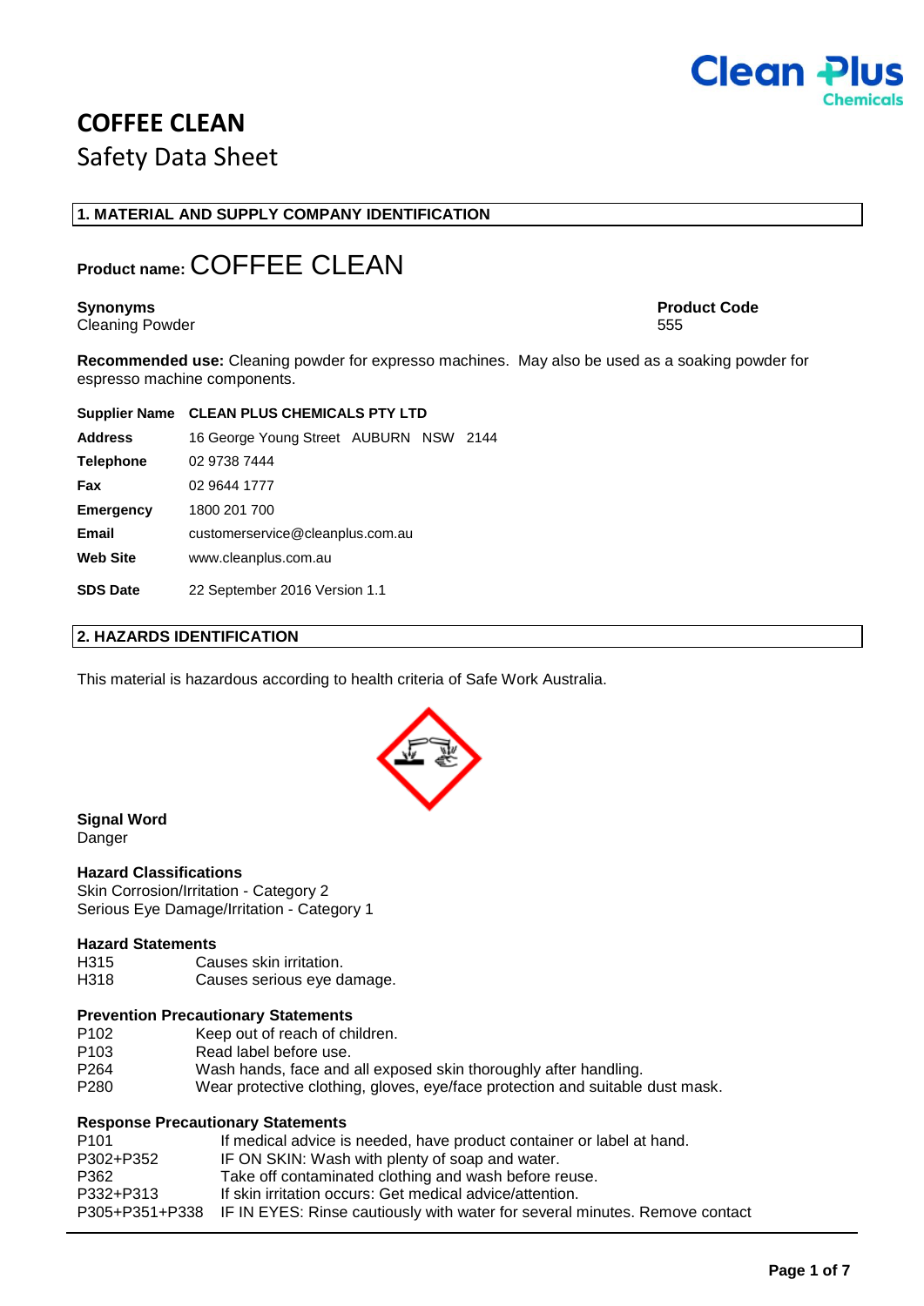Clean Plus Chemicals

# COFFEE CLEAN

Safety Data Sheet

## 1. MATERIAL AND SUPPLY COMPANY IDENTIFICATION

**Product name:** COFFEE CLEAN

**Synonyms**
Cleaning Powder

**Product Code**
555

**Recommended use:** Cleaning powder for expresso machines. May also be used as a soaking powder for espresso machine components.

| | |
|---|---|
| **Supplier Name** | **CLEAN PLUS CHEMICALS PTY LTD** |
| **Address** | 16 George Young Street AUBURN NSW 2144 |
| **Telephone** | 02 9738 7444 |
| **Fax** | 02 9644 1777 |
| **Emergency** | 1800 201 700 |
| **Email** | customerservice@cleanplus.com.au |
| **Web Site** | www.cleanplus.com.au |
| **SDS Date** | 22 September 2016 Version 1.1 |

## 2. HAZARDS IDENTIFICATION

This material is hazardous according to health criteria of Safe Work Australia.

**Signal Word**
Danger

**Hazard Classifications**
Skin Corrosion/Irritation - Category 2
Serious Eye Damage/Irritation - Category 1

**Hazard Statements**

| | |
|---|---|
| H315 | Causes skin irritation. |
| H318 | Causes serious eye damage. |

**Prevention Precautionary Statements**

| | |
|---|---|
| P102 | Keep out of reach of children. |
| P103 | Read label before use. |
| P264 | Wash hands, face and all exposed skin thoroughly after handling. |
| P280 | Wear protective clothing, gloves, eye/face protection and suitable dust mask. |

**Response Precautionary Statements**

| | |
|---|---|
| P101 | If medical advice is needed, have product container or label at hand. |
| P302+P352 | IF ON SKIN: Wash with plenty of soap and water. |
| P362 | Take off contaminated clothing and wash before reuse. |
| P332+P313 | If skin irritation occurs: Get medical advice/attention. |
| P305+P351+P338 | IF IN EYES: Rinse cautiously with water for several minutes. Remove contact |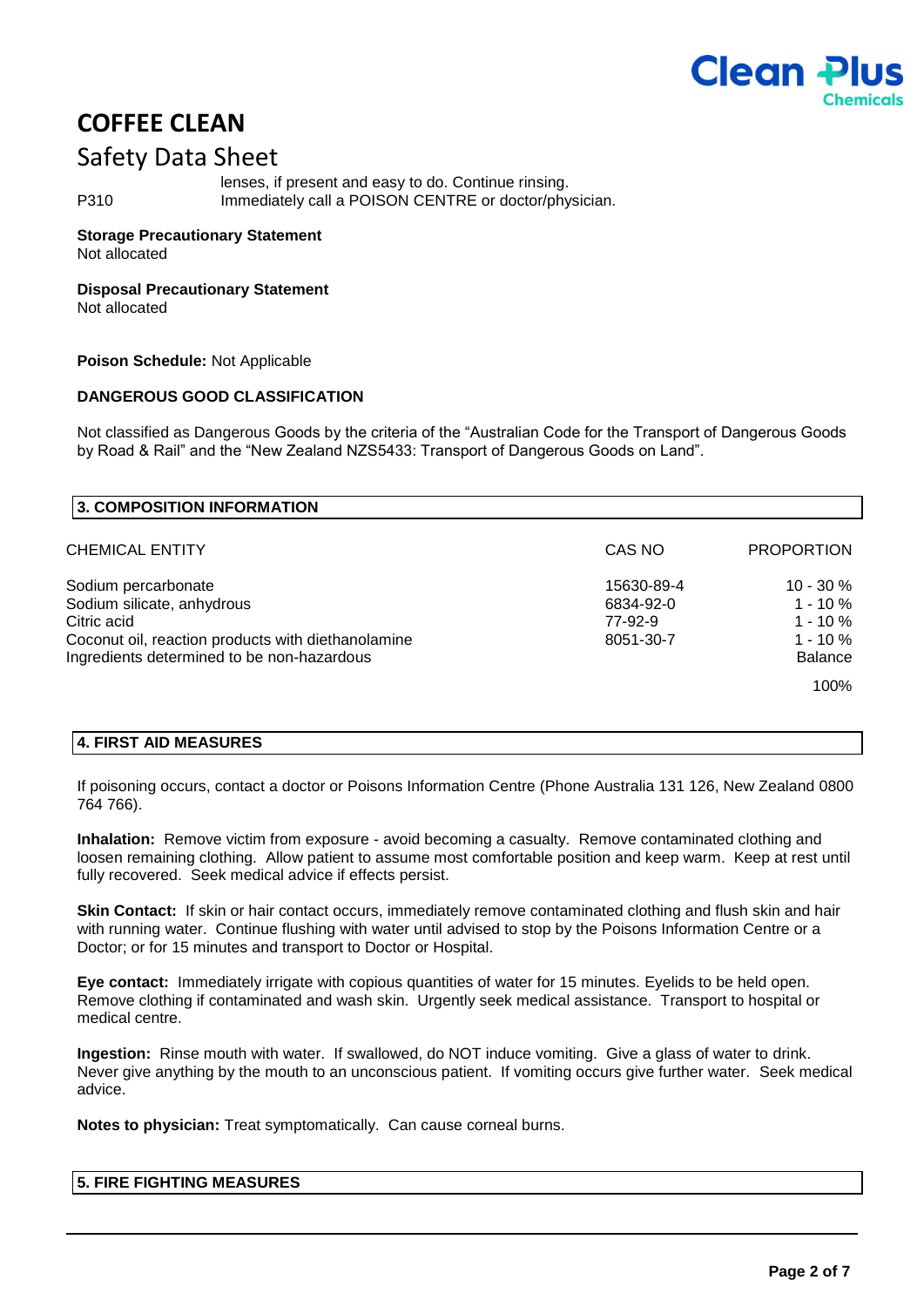| | |
|---|---|
| | lenses, if present and easy to do. Continue rinsing. |
| P310 | Immediately call a POISON CENTRE or doctor/physician. |

**Storage Precautionary Statement**
Not allocated

**Disposal Precautionary Statement**
Not allocated

**Poison Schedule:** Not Applicable

**DANGEROUS GOOD CLASSIFICATION**

Not classified as Dangerous Goods by the criteria of the "Australian Code for the Transport of Dangerous Goods by Road & Rail" and the "New Zealand NZS5433: Transport of Dangerous Goods on Land".

## 3. COMPOSITION INFORMATION

| CHEMICAL ENTITY | CAS NO | PROPORTION |
|---|---|---|
| Sodium percarbonate | 15630-89-4 | 10 - 30 % |
| Sodium silicate, anhydrous | 6834-92-0 | 1 - 10 % |
| Citric acid | 77-92-9 | 1 - 10 % |
| Coconut oil, reaction products with diethanolamine | 8051-30-7 | 1 - 10 % |
| Ingredients determined to be non-hazardous | | Balance |
| | | 100% |

## 4. FIRST AID MEASURES

If poisoning occurs, contact a doctor or Poisons Information Centre (Phone Australia 131 126, New Zealand 0800 764 766).

**Inhalation:** Remove victim from exposure - avoid becoming a casualty. Remove contaminated clothing and loosen remaining clothing. Allow patient to assume most comfortable position and keep warm. Keep at rest until fully recovered. Seek medical advice if effects persist.

**Skin Contact:** If skin or hair contact occurs, immediately remove contaminated clothing and flush skin and hair with running water. Continue flushing with water until advised to stop by the Poisons Information Centre or a Doctor; or for 15 minutes and transport to Doctor or Hospital.

**Eye contact:** Immediately irrigate with copious quantities of water for 15 minutes. Eyelids to be held open. Remove clothing if contaminated and wash skin. Urgently seek medical assistance. Transport to hospital or medical centre.

**Ingestion:** Rinse mouth with water. If swallowed, do NOT induce vomiting. Give a glass of water to drink. Never give anything by the mouth to an unconscious patient. If vomiting occurs give further water. Seek medical advice.

**Notes to physician:** Treat symptomatically. Can cause corneal burns.

## 5. FIRE FIGHTING MEASURES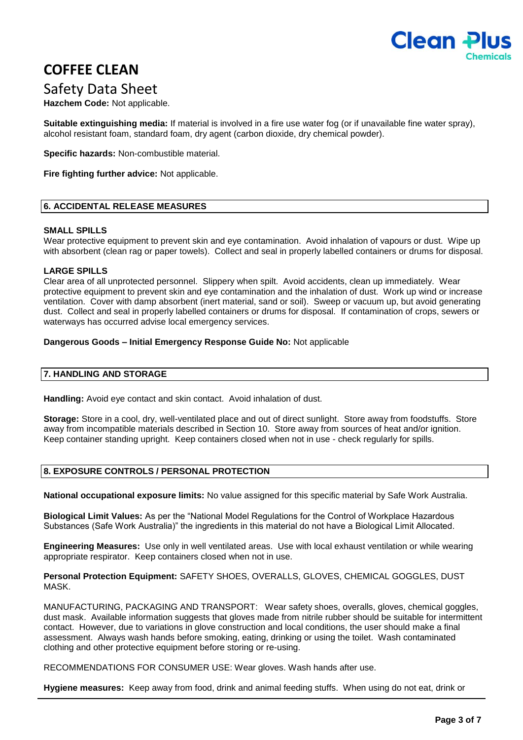# COFFEE CLEAN

## Safety Data Sheet

**Hazchem Code:** Not applicable.

**Suitable extinguishing media:** If material is involved in a fire use water fog (or if unavailable fine water spray), alcohol resistant foam, standard foam, dry agent (carbon dioxide, dry chemical powder).

**Specific hazards:** Non-combustible material.

**Fire fighting further advice:** Not applicable.

## 6. ACCIDENTAL RELEASE MEASURES

**SMALL SPILLS**

Wear protective equipment to prevent skin and eye contamination. Avoid inhalation of vapours or dust. Wipe up with absorbent (clean rag or paper towels). Collect and seal in properly labelled containers or drums for disposal.

**LARGE SPILLS**

Clear area of all unprotected personnel. Slippery when spilt. Avoid accidents, clean up immediately. Wear protective equipment to prevent skin and eye contamination and the inhalation of dust. Work up wind or increase ventilation. Cover with damp absorbent (inert material, sand or soil). Sweep or vacuum up, but avoid generating dust. Collect and seal in properly labelled containers or drums for disposal. If contamination of crops, sewers or waterways has occurred advise local emergency services.

**Dangerous Goods – Initial Emergency Response Guide No:** Not applicable

## 7. HANDLING AND STORAGE

**Handling:** Avoid eye contact and skin contact. Avoid inhalation of dust.

**Storage:** Store in a cool, dry, well-ventilated place and out of direct sunlight. Store away from foodstuffs. Store away from incompatible materials described in Section 10. Store away from sources of heat and/or ignition. Keep container standing upright. Keep containers closed when not in use - check regularly for spills.

## 8. EXPOSURE CONTROLS / PERSONAL PROTECTION

**National occupational exposure limits:** No value assigned for this specific material by Safe Work Australia.

**Biological Limit Values:** As per the "National Model Regulations for the Control of Workplace Hazardous Substances (Safe Work Australia)" the ingredients in this material do not have a Biological Limit Allocated.

**Engineering Measures:** Use only in well ventilated areas. Use with local exhaust ventilation or while wearing appropriate respirator. Keep containers closed when not in use.

**Personal Protection Equipment:** SAFETY SHOES, OVERALLS, GLOVES, CHEMICAL GOGGLES, DUST MASK.

MANUFACTURING, PACKAGING AND TRANSPORT: Wear safety shoes, overalls, gloves, chemical goggles, dust mask. Available information suggests that gloves made from nitrile rubber should be suitable for intermittent contact. However, due to variations in glove construction and local conditions, the user should make a final assessment. Always wash hands before smoking, eating, drinking or using the toilet. Wash contaminated clothing and other protective equipment before storing or re-using.

RECOMMENDATIONS FOR CONSUMER USE: Wear gloves. Wash hands after use.

**Hygiene measures:** Keep away from food, drink and animal feeding stuffs. When using do not eat, drink or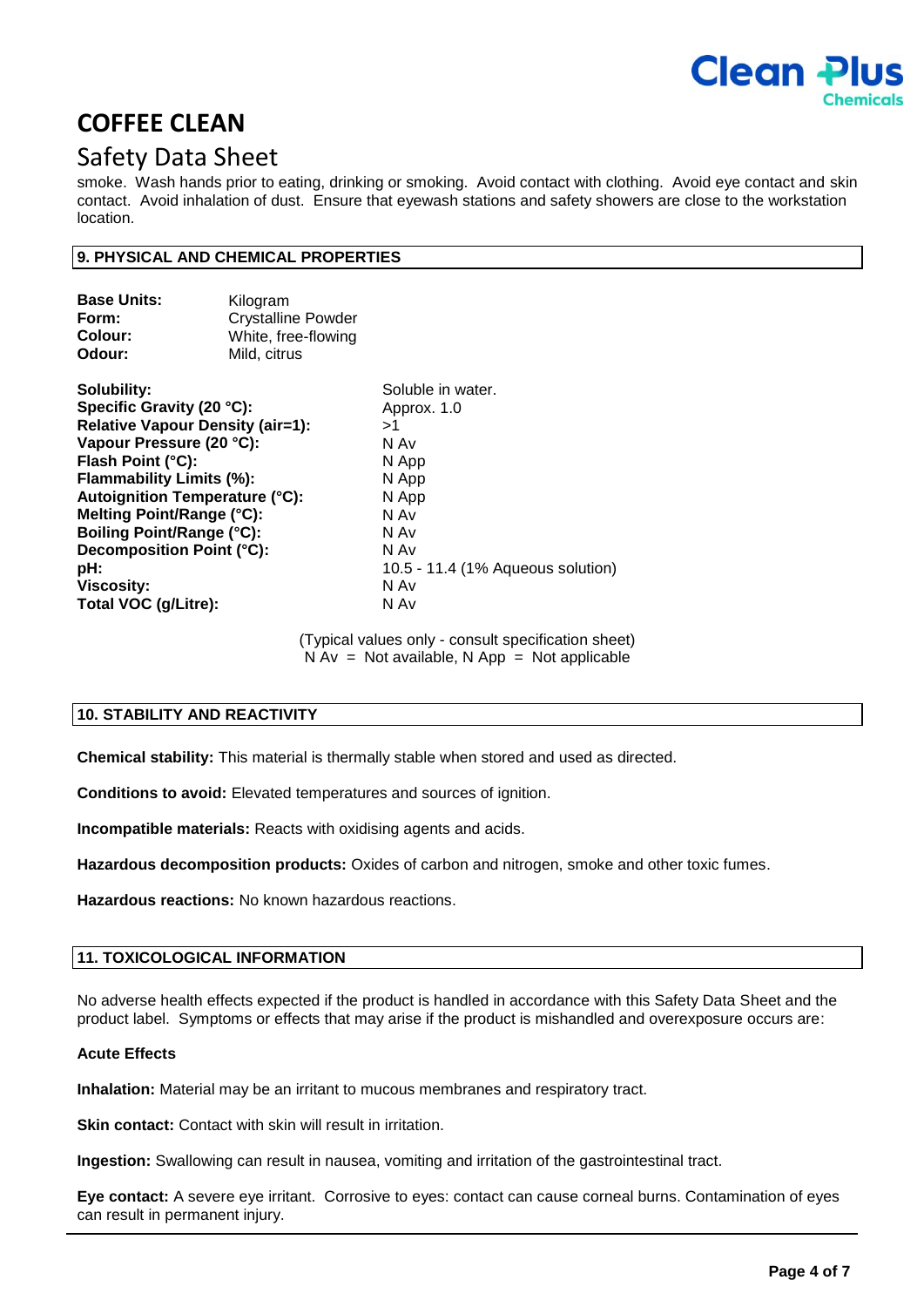smoke. Wash hands prior to eating, drinking or smoking. Avoid contact with clothing. Avoid eye contact and skin contact. Avoid inhalation of dust. Ensure that eyewash stations and safety showers are close to the workstation location.

## 9. PHYSICAL AND CHEMICAL PROPERTIES

| | |
|---|---|
| **Base Units:** | Kilogram |
| **Form:** | Crystalline Powder |
| **Colour:** | White, free-flowing |
| **Odour:** | Mild, citrus |

| | |
|---|---|
| **Solubility:** | Soluble in water. |
| **Specific Gravity (20 °C):** | Approx. 1.0 |
| **Relative Vapour Density (air=1):** | >1 |
| **Vapour Pressure (20 °C):** | N Av |
| **Flash Point (°C):** | N App |
| **Flammability Limits (%):** | N App |
| **Autoignition Temperature (°C):** | N App |
| **Melting Point/Range (°C):** | N Av |
| **Boiling Point/Range (°C):** | N Av |
| **Decomposition Point (°C):** | N Av |
| **pH:** | 10.5 - 11.4 (1% Aqueous solution) |
| **Viscosity:** | N Av |
| **Total VOC (g/Litre):** | N Av |

(Typical values only - consult specification sheet)
N Av = Not available, N App = Not applicable

## 10. STABILITY AND REACTIVITY

**Chemical stability:** This material is thermally stable when stored and used as directed.

**Conditions to avoid:** Elevated temperatures and sources of ignition.

**Incompatible materials:** Reacts with oxidising agents and acids.

**Hazardous decomposition products:** Oxides of carbon and nitrogen, smoke and other toxic fumes.

**Hazardous reactions:** No known hazardous reactions.

## 11. TOXICOLOGICAL INFORMATION

No adverse health effects expected if the product is handled in accordance with this Safety Data Sheet and the product label. Symptoms or effects that may arise if the product is mishandled and overexposure occurs are:

**Acute Effects**

**Inhalation:** Material may be an irritant to mucous membranes and respiratory tract.

**Skin contact:** Contact with skin will result in irritation.

**Ingestion:** Swallowing can result in nausea, vomiting and irritation of the gastrointestinal tract.

**Eye contact:** A severe eye irritant. Corrosive to eyes: contact can cause corneal burns. Contamination of eyes can result in permanent injury.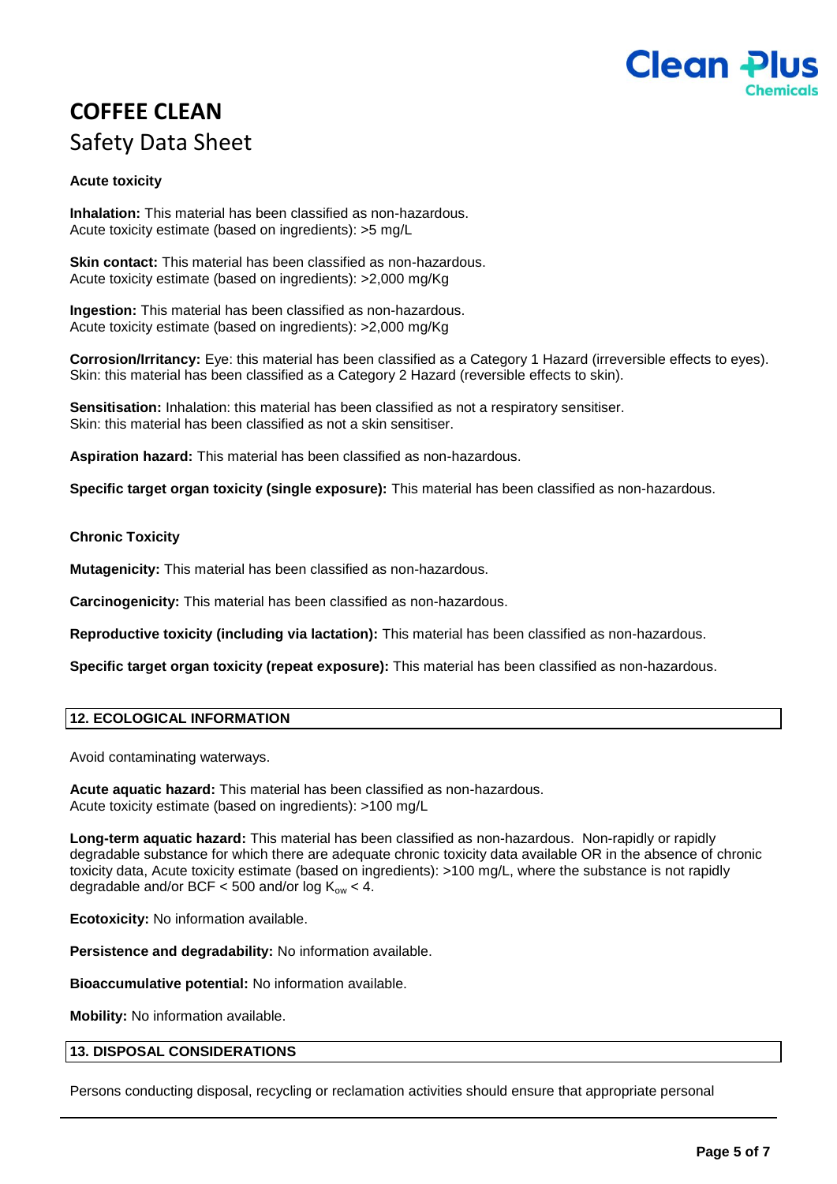**Acute toxicity**

**Inhalation:** This material has been classified as non-hazardous.
Acute toxicity estimate (based on ingredients): >5 mg/L

**Skin contact:** This material has been classified as non-hazardous.
Acute toxicity estimate (based on ingredients): >2,000 mg/Kg

**Ingestion:** This material has been classified as non-hazardous.
Acute toxicity estimate (based on ingredients): >2,000 mg/Kg

**Corrosion/Irritancy:** Eye: this material has been classified as a Category 1 Hazard (irreversible effects to eyes).
Skin: this material has been classified as a Category 2 Hazard (reversible effects to skin).

**Sensitisation:** Inhalation: this material has been classified as not a respiratory sensitiser.
Skin: this material has been classified as not a skin sensitiser.

**Aspiration hazard:** This material has been classified as non-hazardous.

**Specific target organ toxicity (single exposure):** This material has been classified as non-hazardous.

**Chronic Toxicity**

**Mutagenicity:** This material has been classified as non-hazardous.

**Carcinogenicity:** This material has been classified as non-hazardous.

**Reproductive toxicity (including via lactation):** This material has been classified as non-hazardous.

**Specific target organ toxicity (repeat exposure):** This material has been classified as non-hazardous.

## 12. ECOLOGICAL INFORMATION

Avoid contaminating waterways.

**Acute aquatic hazard:** This material has been classified as non-hazardous.
Acute toxicity estimate (based on ingredients): >100 mg/L

**Long-term aquatic hazard:** This material has been classified as non-hazardous. Non-rapidly or rapidly degradable substance for which there are adequate chronic toxicity data available OR in the absence of chronic toxicity data, Acute toxicity estimate (based on ingredients): >100 mg/L, where the substance is not rapidly degradable and/or BCF < 500 and/or log $K_{ow}$ < 4.

**Ecotoxicity:** No information available.

**Persistence and degradability:** No information available.

**Bioaccumulative potential:** No information available.

**Mobility:** No information available.

## 13. DISPOSAL CONSIDERATIONS

Persons conducting disposal, recycling or reclamation activities should ensure that appropriate personal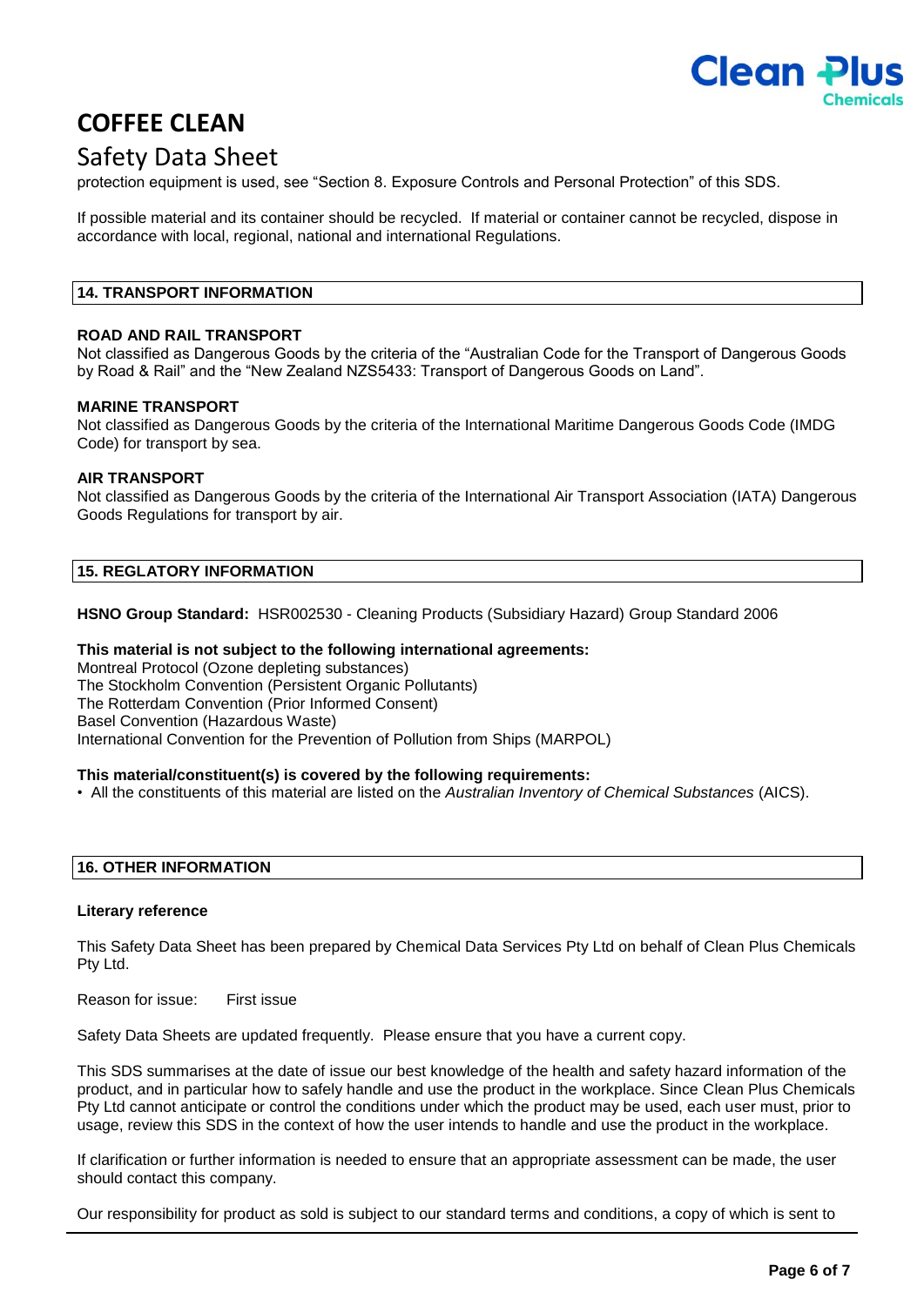protection equipment is used, see "Section 8. Exposure Controls and Personal Protection" of this SDS.

If possible material and its container should be recycled. If material or container cannot be recycled, dispose in accordance with local, regional, national and international Regulations.

## 14. TRANSPORT INFORMATION

**ROAD AND RAIL TRANSPORT**
Not classified as Dangerous Goods by the criteria of the "Australian Code for the Transport of Dangerous Goods by Road & Rail" and the "New Zealand NZS5433: Transport of Dangerous Goods on Land".

**MARINE TRANSPORT**
Not classified as Dangerous Goods by the criteria of the International Maritime Dangerous Goods Code (IMDG Code) for transport by sea.

**AIR TRANSPORT**
Not classified as Dangerous Goods by the criteria of the International Air Transport Association (IATA) Dangerous Goods Regulations for transport by air.

## 15. REGLATORY INFORMATION

**HSNO Group Standard:** HSR002530 - Cleaning Products (Subsidiary Hazard) Group Standard 2006

**This material is not subject to the following international agreements:**
Montreal Protocol (Ozone depleting substances)
The Stockholm Convention (Persistent Organic Pollutants)
The Rotterdam Convention (Prior Informed Consent)
Basel Convention (Hazardous Waste)
International Convention for the Prevention of Pollution from Ships (MARPOL)

**This material/constituent(s) is covered by the following requirements:**

- All the constituents of this material are listed on the *Australian Inventory of Chemical Substances* (AICS).

## 16. OTHER INFORMATION

**Literary reference**

This Safety Data Sheet has been prepared by Chemical Data Services Pty Ltd on behalf of Clean Plus Chemicals Pty Ltd.

Reason for issue: First issue

Safety Data Sheets are updated frequently. Please ensure that you have a current copy.

This SDS summarises at the date of issue our best knowledge of the health and safety hazard information of the product, and in particular how to safely handle and use the product in the workplace. Since Clean Plus Chemicals Pty Ltd cannot anticipate or control the conditions under which the product may be used, each user must, prior to usage, review this SDS in the context of how the user intends to handle and use the product in the workplace.

If clarification or further information is needed to ensure that an appropriate assessment can be made, the user should contact this company.

Our responsibility for product as sold is subject to our standard terms and conditions, a copy of which is sent to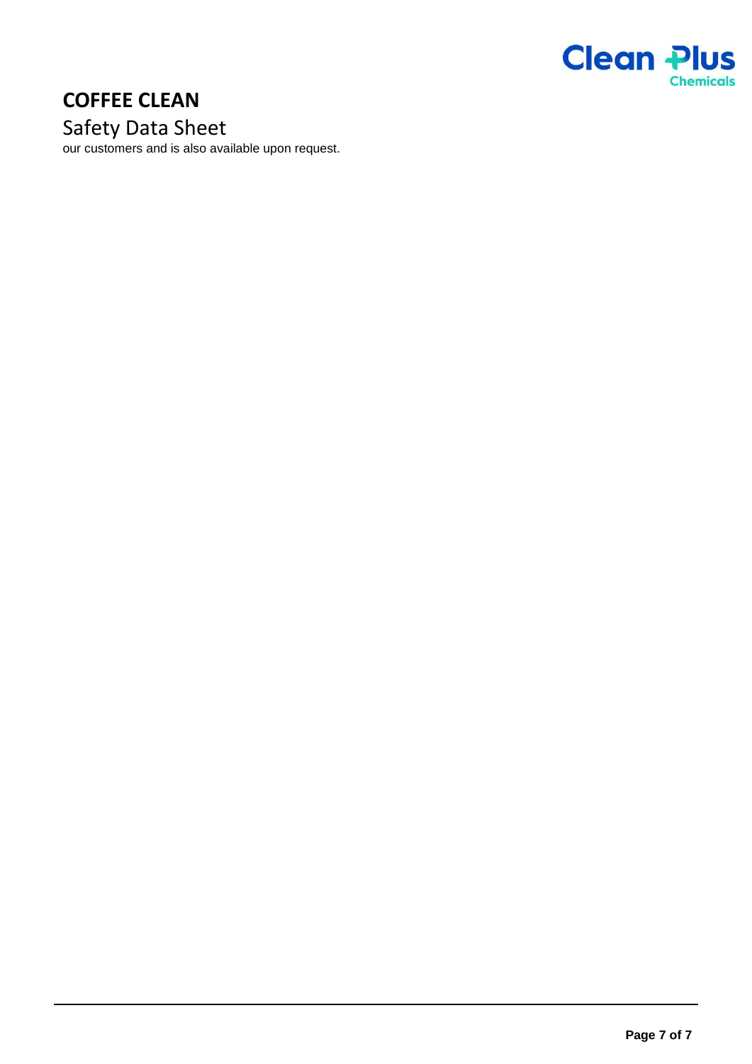our customers and is also available upon request.